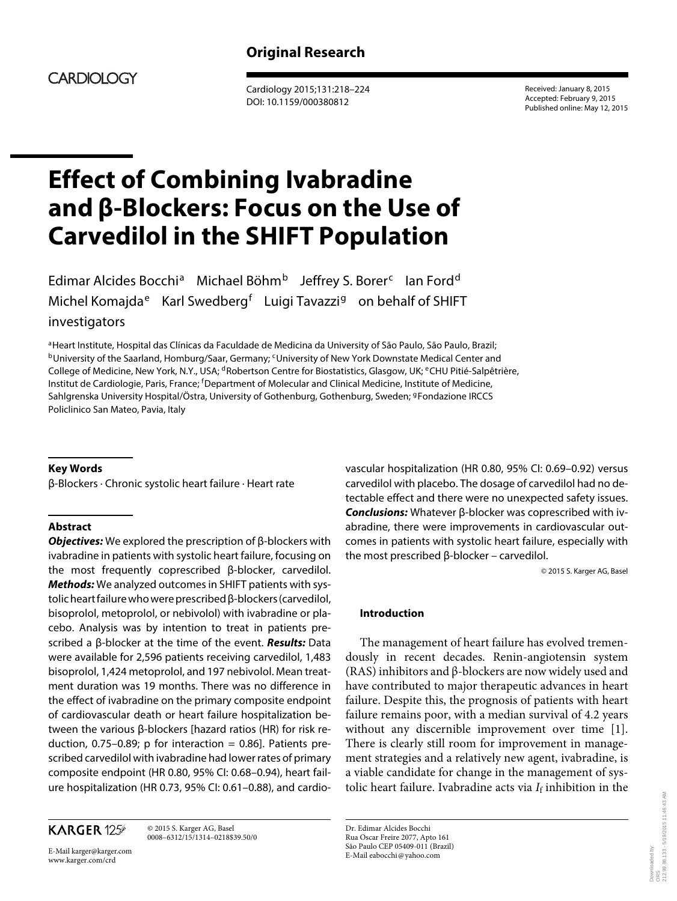**Original Research**

CARDIOLOGY

Received: January 8, 2015
Accepted: February 9, 2015
Published online: May 12, 2015

# Effect of Combining Ivabradine and β-Blockers: Focus on the Use of Carvedilol in the SHIFT Population

Edimar Alcides Bocchi[a] Michael Böhm[b] Jeffrey S. Borer[c] Ian Ford[d] Michel Komajda[e] Karl Swedberg[f] Luigi Tavazzi[g] on behalf of SHIFT investigators

[a]Heart Institute, Hospital das Clínicas da Faculdade de Medicina da University of São Paulo, São Paulo, Brazil; [b]University of the Saarland, Homburg/Saar, Germany; [c]University of New York Downstate Medical Center and College of Medicine, New York, N.Y., USA; [d]Robertson Centre for Biostatistics, Glasgow, UK; [e]CHU Pitié-Salpêtrière, Institut de Cardiologie, Paris, France; [f]Department of Molecular and Clinical Medicine, Institute of Medicine, Sahlgrenska University Hospital/Östra, University of Gothenburg, Gothenburg, Sweden; [g]Fondazione IRCCS Policlinico San Mateo, Pavia, Italy

### Key Words

β-Blockers · Chronic systolic heart failure · Heart rate

### Abstract

***Objectives:*** We explored the prescription of β-blockers with ivabradine in patients with systolic heart failure, focusing on the most frequently coprescribed β-blocker, carvedilol. ***Methods:*** We analyzed outcomes in SHIFT patients with systolic heart failure who were prescribed β-blockers (carvedilol, bisoprolol, metoprolol, or nebivolol) with ivabradine or placebo. Analysis was by intention to treat in patients prescribed a β-blocker at the time of the event. ***Results:*** Data were available for 2,596 patients receiving carvedilol, 1,483 bisoprolol, 1,424 metoprolol, and 197 nebivolol. Mean treatment duration was 19 months. There was no difference in the effect of ivabradine on the primary composite endpoint of cardiovascular death or heart failure hospitalization between the various β-blockers [hazard ratios (HR) for risk reduction, 0.75–0.89; p for interaction = 0.86]. Patients prescribed carvedilol with ivabradine had lower rates of primary composite endpoint (HR 0.80, 95% CI: 0.68–0.94), heart failure hospitalization (HR 0.73, 95% CI: 0.61–0.88), and cardiovascular hospitalization (HR 0.80, 95% CI: 0.69–0.92) versus carvedilol with placebo. The dosage of carvedilol had no detectable effect and there were no unexpected safety issues. ***Conclusions:*** Whatever β-blocker was coprescribed with ivabradine, there were improvements in cardiovascular outcomes in patients with systolic heart failure, especially with the most prescribed β-blocker – carvedilol.

© 2015 S. Karger AG, Basel

### Introduction

The management of heart failure has evolved tremendously in recent decades. Renin-angiotensin system (RAS) inhibitors and β-blockers are now widely used and have contributed to major therapeutic advances in heart failure. Despite this, the prognosis of patients with heart failure remains poor, with a median survival of 4.2 years without any discernible improvement over time [1]. There is clearly still room for improvement in management strategies and a relatively new agent, ivabradine, is a viable candidate for change in the management of systolic heart failure. Ivabradine acts via $I_f$ inhibition in the

KARGER

© 2015 S. Karger AG, Basel
0008–6312/15/1314–0218$39.50/0

E-Mail karger@karger.com
www.karger.com/crd

Dr. Edimar Alcides Bocchi
Rua Oscar Freire 2077, Apto 161
São Paulo CEP 05409-011 (Brazil)
E-Mail eabocchi@yahoo.com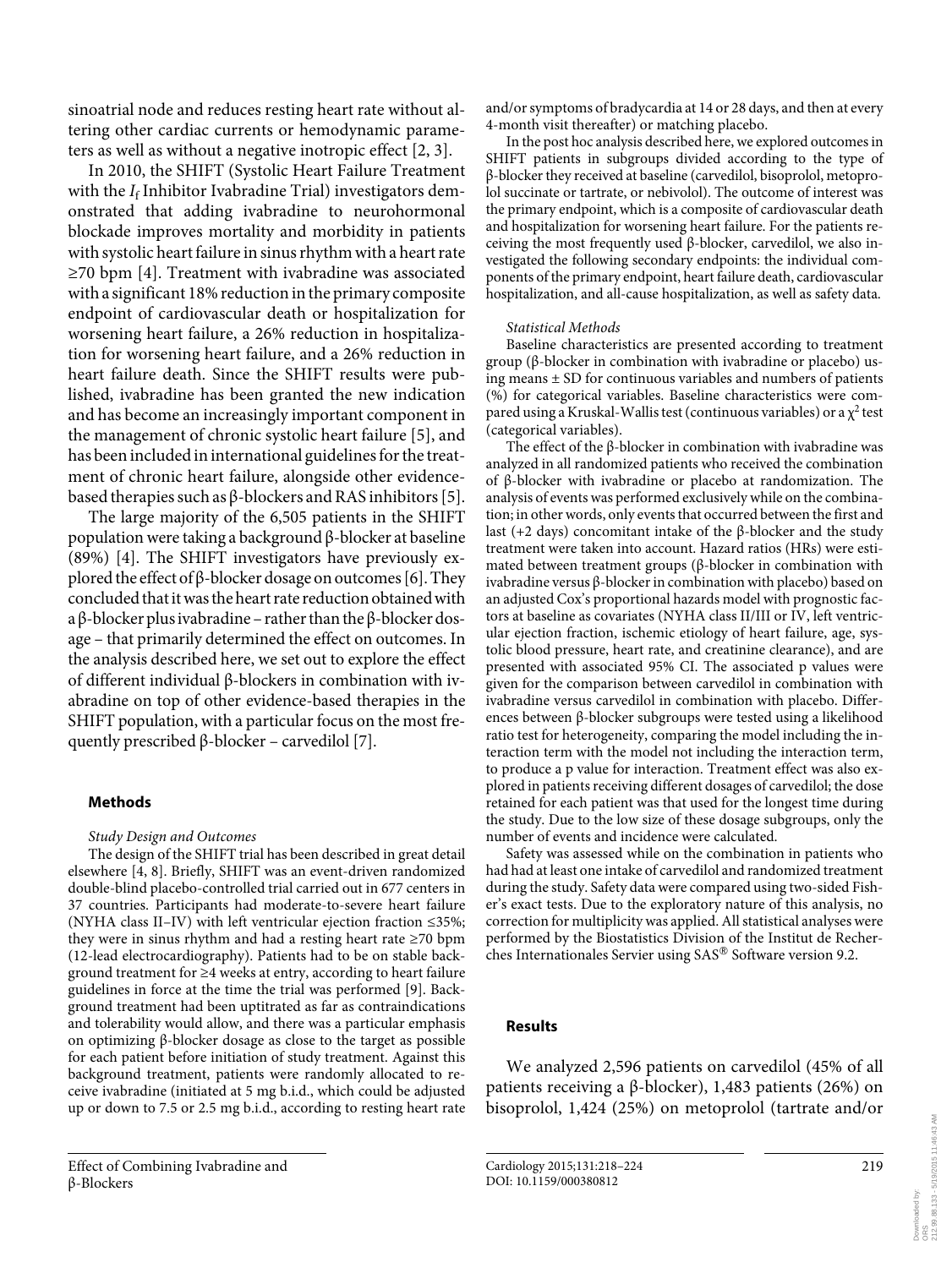sinoatrial node and reduces resting heart rate without altering other cardiac currents or hemodynamic parameters as well as without a negative inotropic effect [2, 3].

In 2010, the SHIFT (Systolic Heart Failure Treatment with the $I_f$ Inhibitor Ivabradine Trial) investigators demonstrated that adding ivabradine to neurohormonal blockade improves mortality and morbidity in patients with systolic heart failure in sinus rhythm with a heart rate ≥70 bpm [4]. Treatment with ivabradine was associated with a significant 18% reduction in the primary composite endpoint of cardiovascular death or hospitalization for worsening heart failure, a 26% reduction in hospitalization for worsening heart failure, and a 26% reduction in heart failure death. Since the SHIFT results were published, ivabradine has been granted the new indication and has become an increasingly important component in the management of chronic systolic heart failure [5], and has been included in international guidelines for the treatment of chronic heart failure, alongside other evidence-based therapies such as β-blockers and RAS inhibitors [5].

The large majority of the 6,505 patients in the SHIFT population were taking a background β-blocker at baseline (89%) [4]. The SHIFT investigators have previously explored the effect of β-blocker dosage on outcomes [6]. They concluded that it was the heart rate reduction obtained with a β-blocker plus ivabradine – rather than the β-blocker dosage – that primarily determined the effect on outcomes. In the analysis described here, we set out to explore the effect of different individual β-blockers in combination with ivabradine on top of other evidence-based therapies in the SHIFT population, with a particular focus on the most frequently prescribed β-blocker – carvedilol [7].

## Methods

*Study Design and Outcomes*

The design of the SHIFT trial has been described in great detail elsewhere [4, 8]. Briefly, SHIFT was an event-driven randomized double-blind placebo-controlled trial carried out in 677 centers in 37 countries. Participants had moderate-to-severe heart failure (NYHA class II–IV) with left ventricular ejection fraction ≤35%; they were in sinus rhythm and had a resting heart rate ≥70 bpm (12-lead electrocardiography). Patients had to be on stable background treatment for ≥4 weeks at entry, according to heart failure guidelines in force at the time the trial was performed [9]. Background treatment had been uptitrated as far as contraindications and tolerability would allow, and there was a particular emphasis on optimizing β-blocker dosage as close to the target as possible for each patient before initiation of study treatment. Against this background treatment, patients were randomly allocated to receive ivabradine (initiated at 5 mg b.i.d., which could be adjusted up or down to 7.5 or 2.5 mg b.i.d., according to resting heart rate and/or symptoms of bradycardia at 14 or 28 days, and then at every 4-month visit thereafter) or matching placebo.

In the post hoc analysis described here, we explored outcomes in SHIFT patients in subgroups divided according to the type of β-blocker they received at baseline (carvedilol, bisoprolol, metoprolol succinate or tartrate, or nebivolol). The outcome of interest was the primary endpoint, which is a composite of cardiovascular death and hospitalization for worsening heart failure. For the patients receiving the most frequently used β-blocker, carvedilol, we also investigated the following secondary endpoints: the individual components of the primary endpoint, heart failure death, cardiovascular hospitalization, and all-cause hospitalization, as well as safety data.

*Statistical Methods*

Baseline characteristics are presented according to treatment group (β-blocker in combination with ivabradine or placebo) using means ± SD for continuous variables and numbers of patients (%) for categorical variables. Baseline characteristics were compared using a Kruskal-Wallis test (continuous variables) or a $\chi^2$ test (categorical variables).

The effect of the β-blocker in combination with ivabradine was analyzed in all randomized patients who received the combination of β-blocker with ivabradine or placebo at randomization. The analysis of events was performed exclusively while on the combination; in other words, only events that occurred between the first and last (+2 days) concomitant intake of the β-blocker and the study treatment were taken into account. Hazard ratios (HRs) were estimated between treatment groups (β-blocker in combination with ivabradine versus β-blocker in combination with placebo) based on an adjusted Cox's proportional hazards model with prognostic factors at baseline as covariates (NYHA class II/III or IV, left ventricular ejection fraction, ischemic etiology of heart failure, age, systolic blood pressure, heart rate, and creatinine clearance), and are presented with associated 95% CI. The associated p values were given for the comparison between carvedilol in combination with ivabradine versus carvedilol in combination with placebo. Differences between β-blocker subgroups were tested using a likelihood ratio test for heterogeneity, comparing the model including the interaction term with the model not including the interaction term, to produce a p value for interaction. Treatment effect was also explored in patients receiving different dosages of carvedilol; the dose retained for each patient was that used for the longest time during the study. Due to the low size of these dosage subgroups, only the number of events and incidence were calculated.

Safety was assessed while on the combination in patients who had had at least one intake of carvedilol and randomized treatment during the study. Safety data were compared using two-sided Fisher's exact tests. Due to the exploratory nature of this analysis, no correction for multiplicity was applied. All statistical analyses were performed by the Biostatistics Division of the Institut de Recherches Internationales Servier using SAS® Software version 9.2.

## Results

We analyzed 2,596 patients on carvedilol (45% of all patients receiving a β-blocker), 1,483 patients (26%) on bisoprolol, 1,424 (25%) on metoprolol (tartrate and/or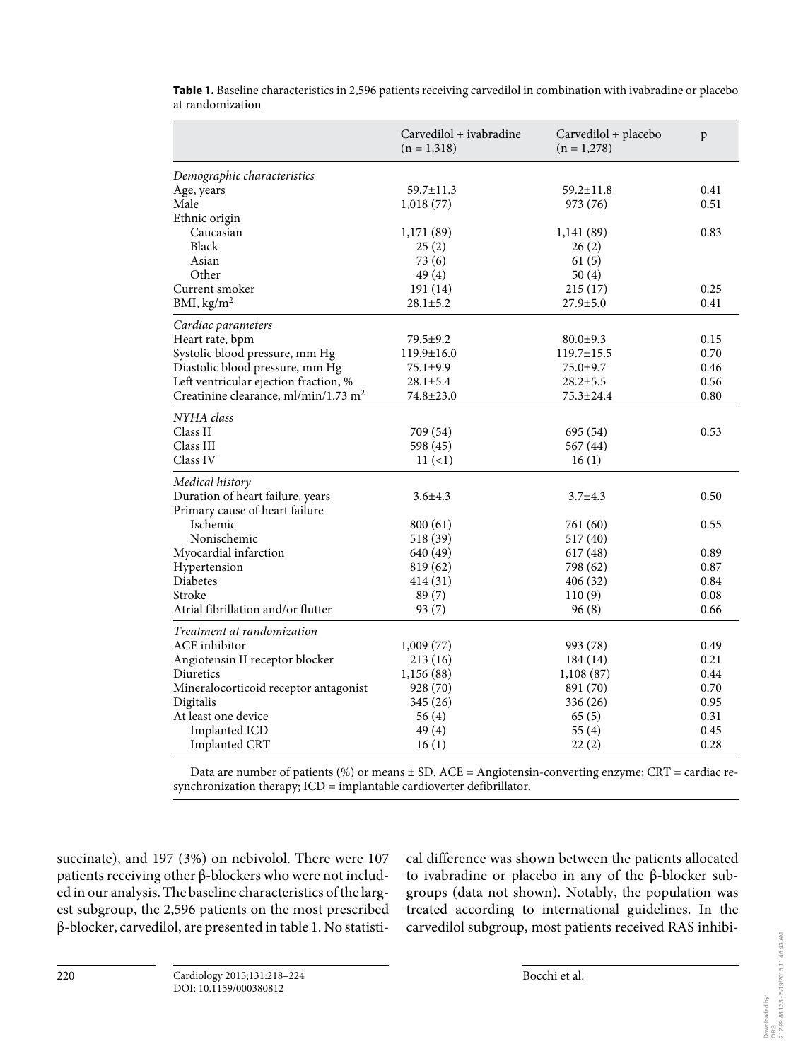**Table 1.** Baseline characteristics in 2,596 patients receiving carvedilol in combination with ivabradine or placebo at randomization

| | Carvedilol + ivabradine (n = 1,318) | Carvedilol + placebo (n = 1,278) | p |
|---|---|---|---|
| *Demographic characteristics* | | | |
| Age, years | 59.7±11.3 | 59.2±11.8 | 0.41 |
| Male | 1,018 (77) | 973 (76) | 0.51 |
| Ethnic origin | | | |
| Caucasian | 1,171 (89) | 1,141 (89) | 0.83 |
| Black | 25 (2) | 26 (2) | |
| Asian | 73 (6) | 61 (5) | |
| Other | 49 (4) | 50 (4) | |
| Current smoker | 191 (14) | 215 (17) | 0.25 |
| BMI, $kg/m^2$ | 28.1±5.2 | 27.9±5.0 | 0.41 |
| *Cardiac parameters* | | | |
| Heart rate, bpm | 79.5±9.2 | 80.0±9.3 | 0.15 |
| Systolic blood pressure, mm Hg | 119.9±16.0 | 119.7±15.5 | 0.70 |
| Diastolic blood pressure, mm Hg | 75.1±9.9 | 75.0±9.7 | 0.46 |
| Left ventricular ejection fraction, % | 28.1±5.4 | 28.2±5.5 | 0.56 |
| Creatinine clearance, ml/min/1.73 $m^2$ | 74.8±23.0 | 75.3±24.4 | 0.80 |
| *NYHA class* | | | |
| Class II | 709 (54) | 695 (54) | 0.53 |
| Class III | 598 (45) | 567 (44) | |
| Class IV | 11 (<1) | 16 (1) | |
| *Medical history* | | | |
| Duration of heart failure, years | 3.6±4.3 | 3.7±4.3 | 0.50 |
| Primary cause of heart failure | | | |
| Ischemic | 800 (61) | 761 (60) | 0.55 |
| Nonischemic | 518 (39) | 517 (40) | |
| Myocardial infarction | 640 (49) | 617 (48) | 0.89 |
| Hypertension | 819 (62) | 798 (62) | 0.87 |
| Diabetes | 414 (31) | 406 (32) | 0.84 |
| Stroke | 89 (7) | 110 (9) | 0.08 |
| Atrial fibrillation and/or flutter | 93 (7) | 96 (8) | 0.66 |
| *Treatment at randomization* | | | |
| ACE inhibitor | 1,009 (77) | 993 (78) | 0.49 |
| Angiotensin II receptor blocker | 213 (16) | 184 (14) | 0.21 |
| Diuretics | 1,156 (88) | 1,108 (87) | 0.44 |
| Mineralocorticoid receptor antagonist | 928 (70) | 891 (70) | 0.70 |
| Digitalis | 345 (26) | 336 (26) | 0.95 |
| At least one device | 56 (4) | 65 (5) | 0.31 |
| Implanted ICD | 49 (4) | 55 (4) | 0.45 |
| Implanted CRT | 16 (1) | 22 (2) | 0.28 |

Data are number of patients (%) or means ± SD. ACE = Angiotensin-converting enzyme; CRT = cardiac resynchronization therapy; ICD = implantable cardioverter defibrillator.

succinate), and 197 (3%) on nebivolol. There were 107 patients receiving other β-blockers who were not included in our analysis. The baseline characteristics of the largest subgroup, the 2,596 patients on the most prescribed β-blocker, carvedilol, are presented in table 1. No statistical difference was shown between the patients allocated to ivabradine or placebo in any of the β-blocker subgroups (data not shown). Notably, the population was treated according to international guidelines. In the carvedilol subgroup, most patients received RAS inhibi-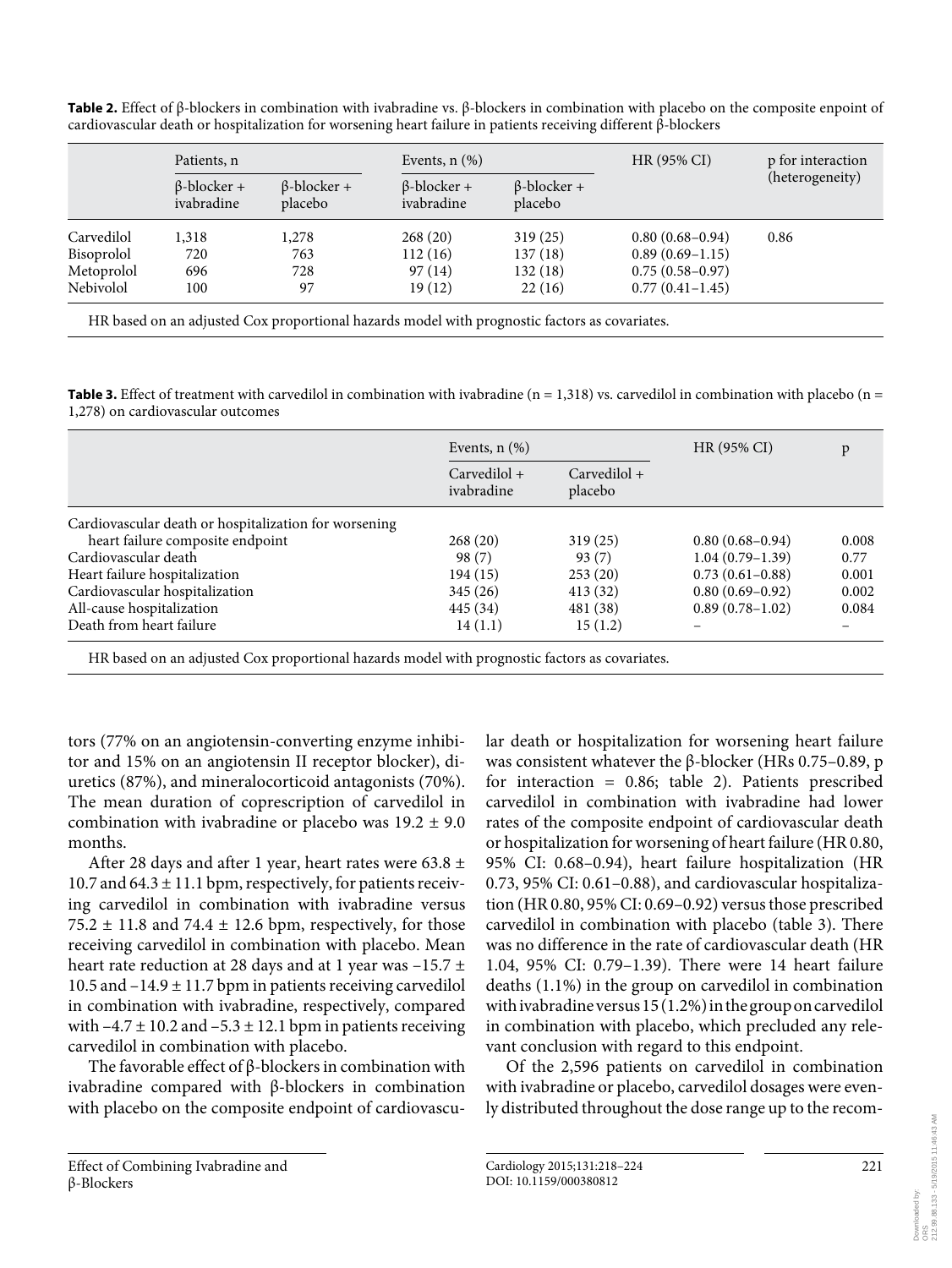**Table 2.** Effect of β-blockers in combination with ivabradine vs. β-blockers in combination with placebo on the composite enpoint of cardiovascular death or hospitalization for worsening heart failure in patients receiving different β-blockers

| | Patients, n | | Events, n (%) | | HR (95% CI) | p for interaction (heterogeneity) |
|---|---|---|---|---|---|---|
| | β-blocker + ivabradine | β-blocker + placebo | β-blocker + ivabradine | β-blocker + placebo | | |
| Carvedilol | 1,318 | 1,278 | 268 (20) | 319 (25) | 0.80 (0.68–0.94) | 0.86 |
| Bisoprolol | 720 | 763 | 112 (16) | 137 (18) | 0.89 (0.69–1.15) | |
| Metoprolol | 696 | 728 | 97 (14) | 132 (18) | 0.75 (0.58–0.97) | |
| Nebivolol | 100 | 97 | 19 (12) | 22 (16) | 0.77 (0.41–1.45) | |

HR based on an adjusted Cox proportional hazards model with prognostic factors as covariates.

**Table 3.** Effect of treatment with carvedilol in combination with ivabradine (n = 1,318) vs. carvedilol in combination with placebo (n = 1,278) on cardiovascular outcomes

| | Events, n (%) | | HR (95% CI) | p |
|---|---|---|---|---|
| | Carvedilol + ivabradine | Carvedilol + placebo | | |
| Cardiovascular death or hospitalization for worsening heart failure composite endpoint | 268 (20) | 319 (25) | 0.80 (0.68–0.94) | 0.008 |
| Cardiovascular death | 98 (7) | 93 (7) | 1.04 (0.79–1.39) | 0.77 |
| Heart failure hospitalization | 194 (15) | 253 (20) | 0.73 (0.61–0.88) | 0.001 |
| Cardiovascular hospitalization | 345 (26) | 413 (32) | 0.80 (0.69–0.92) | 0.002 |
| All-cause hospitalization | 445 (34) | 481 (38) | 0.89 (0.78–1.02) | 0.084 |
| Death from heart failure | 14 (1.1) | 15 (1.2) | – | – |

HR based on an adjusted Cox proportional hazards model with prognostic factors as covariates.

tors (77% on an angiotensin-converting enzyme inhibitor and 15% on an angiotensin II receptor blocker), diuretics (87%), and mineralocorticoid antagonists (70%). The mean duration of coprescription of carvedilol in combination with ivabradine or placebo was 19.2 ± 9.0 months.

After 28 days and after 1 year, heart rates were 63.8 ± 10.7 and 64.3 ± 11.1 bpm, respectively, for patients receiving carvedilol in combination with ivabradine versus 75.2 ± 11.8 and 74.4 ± 12.6 bpm, respectively, for those receiving carvedilol in combination with placebo. Mean heart rate reduction at 28 days and at 1 year was –15.7 ± 10.5 and –14.9 ± 11.7 bpm in patients receiving carvedilol in combination with ivabradine, respectively, compared with –4.7 ± 10.2 and –5.3 ± 12.1 bpm in patients receiving carvedilol in combination with placebo.

The favorable effect of β-blockers in combination with ivabradine compared with β-blockers in combination with placebo on the composite endpoint of cardiovascular death or hospitalization for worsening heart failure was consistent whatever the β-blocker (HRs 0.75–0.89, p for interaction = 0.86; table 2). Patients prescribed carvedilol in combination with ivabradine had lower rates of the composite endpoint of cardiovascular death or hospitalization for worsening of heart failure (HR 0.80, 95% CI: 0.68–0.94), heart failure hospitalization (HR 0.73, 95% CI: 0.61–0.88), and cardiovascular hospitalization (HR 0.80, 95% CI: 0.69–0.92) versus those prescribed carvedilol in combination with placebo (table 3). There was no difference in the rate of cardiovascular death (HR 1.04, 95% CI: 0.79–1.39). There were 14 heart failure deaths (1.1%) in the group on carvedilol in combination with ivabradine versus 15 (1.2%) in the group on carvedilol in combination with placebo, which precluded any relevant conclusion with regard to this endpoint.

Of the 2,596 patients on carvedilol in combination with ivabradine or placebo, carvedilol dosages were evenly distributed throughout the dose range up to the recom-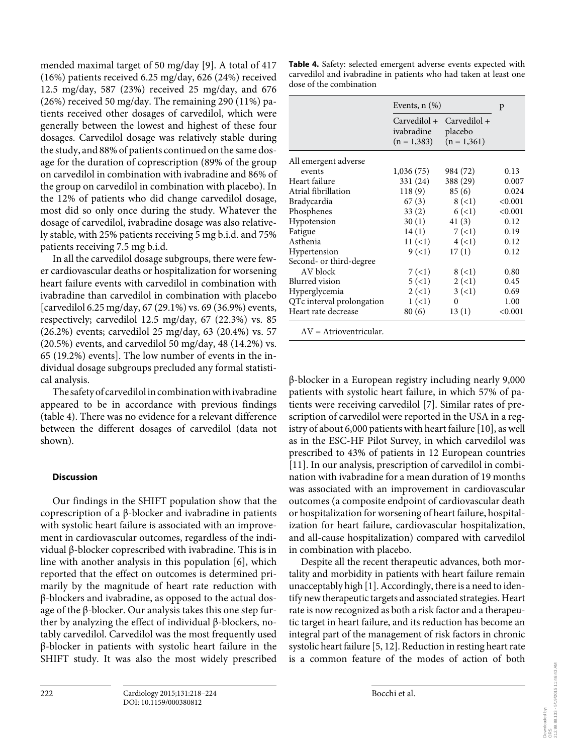mended maximal target of 50 mg/day [9]. A total of 417 (16%) patients received 6.25 mg/day, 626 (24%) received 12.5 mg/day, 587 (23%) received 25 mg/day, and 676 (26%) received 50 mg/day. The remaining 290 (11%) patients received other dosages of carvedilol, which were generally between the lowest and highest of these four dosages. Carvedilol dosage was relatively stable during the study, and 88% of patients continued on the same dosage for the duration of coprescription (89% of the group on carvedilol in combination with ivabradine and 86% of the group on carvedilol in combination with placebo). In the 12% of patients who did change carvedilol dosage, most did so only once during the study. Whatever the dosage of carvedilol, ivabradine dosage was also relatively stable, with 25% patients receiving 5 mg b.i.d. and 75% patients receiving 7.5 mg b.i.d.

In all the carvedilol dosage subgroups, there were fewer cardiovascular deaths or hospitalization for worsening heart failure events with carvedilol in combination with ivabradine than carvedilol in combination with placebo [carvedilol 6.25 mg/day, 67 (29.1%) vs. 69 (36.9%) events, respectively; carvedilol 12.5 mg/day, 67 (22.3%) vs. 85 (26.2%) events; carvedilol 25 mg/day, 63 (20.4%) vs. 57 (20.5%) events, and carvedilol 50 mg/day, 48 (14.2%) vs. 65 (19.2%) events]. The low number of events in the individual dosage subgroups precluded any formal statistical analysis.

The safety of carvedilol in combination with ivabradine appeared to be in accordance with previous findings (table 4). There was no evidence for a relevant difference between the different dosages of carvedilol (data not shown).

**Table 4.** Safety: selected emergent adverse events expected with carvedilol and ivabradine in patients who had taken at least one dose of the combination

| | Events, n (%) | | p |
|---|---|---|---|
| | Carvedilol + ivabradine (n = 1,383) | Carvedilol + placebo (n = 1,361) | |
| All emergent adverse events | 1,036 (75) | 984 (72) | 0.13 |
| Heart failure | 331 (24) | 388 (29) | 0.007 |
| Atrial fibrillation | 118 (9) | 85 (6) | 0.024 |
| Bradycardia | 67 (3) | 8 (<1) | <0.001 |
| Phosphenes | 33 (2) | 6 (<1) | <0.001 |
| Hypotension | 30 (1) | 41 (3) | 0.12 |
| Fatigue | 14 (1) | 7 (<1) | 0.19 |
| Asthenia | 11 (<1) | 4 (<1) | 0.12 |
| Hypertension | 9 (<1) | 17 (1) | 0.12 |
| Second- or third-degree AV block | 7 (<1) | 8 (<1) | 0.80 |
| Blurred vision | 5 (<1) | 2 (<1) | 0.45 |
| Hyperglycemia | 2 (<1) | 3 (<1) | 0.69 |
| QTc interval prolongation | 1 (<1) | 0 | 1.00 |
| Heart rate decrease | 80 (6) | 13 (1) | <0.001 |

AV = Atrioventricular.

## Discussion

Our findings in the SHIFT population show that the coprescription of a β-blocker and ivabradine in patients with systolic heart failure is associated with an improvement in cardiovascular outcomes, regardless of the individual β-blocker coprescribed with ivabradine. This is in line with another analysis in this population [6], which reported that the effect on outcomes is determined primarily by the magnitude of heart rate reduction with β-blockers and ivabradine, as opposed to the actual dosage of the β-blocker. Our analysis takes this one step further by analyzing the effect of individual β-blockers, notably carvedilol. Carvedilol was the most frequently used β-blocker in patients with systolic heart failure in the SHIFT study. It was also the most widely prescribed β-blocker in a European registry including nearly 9,000 patients with systolic heart failure, in which 57% of patients were receiving carvedilol [7]. Similar rates of prescription of carvedilol were reported in the USA in a registry of about 6,000 patients with heart failure [10], as well as in the ESC-HF Pilot Survey, in which carvedilol was prescribed to 43% of patients in 12 European countries [11]. In our analysis, prescription of carvedilol in combination with ivabradine for a mean duration of 19 months was associated with an improvement in cardiovascular outcomes (a composite endpoint of cardiovascular death or hospitalization for worsening of heart failure, hospitalization for heart failure, cardiovascular hospitalization, and all-cause hospitalization) compared with carvedilol in combination with placebo.

Despite all the recent therapeutic advances, both mortality and morbidity in patients with heart failure remain unacceptably high [1]. Accordingly, there is a need to identify new therapeutic targets and associated strategies. Heart rate is now recognized as both a risk factor and a therapeutic target in heart failure, and its reduction has become an integral part of the management of risk factors in chronic systolic heart failure [5, 12]. Reduction in resting heart rate is a common feature of the modes of action of both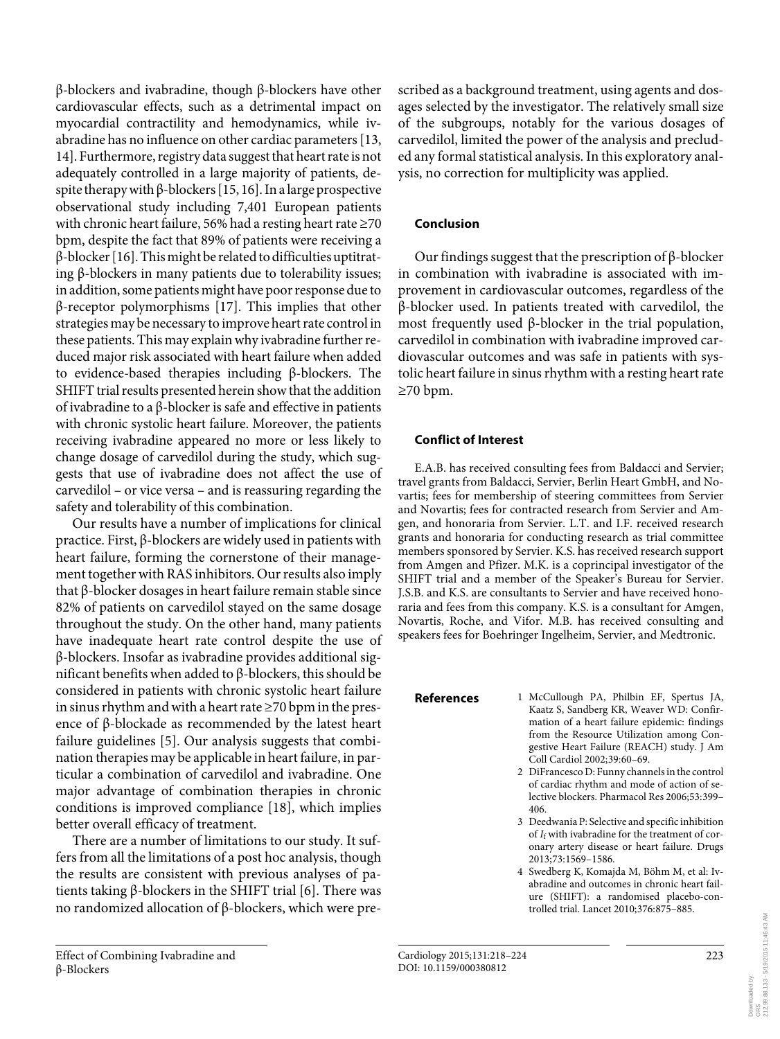β-blockers and ivabradine, though β-blockers have other cardiovascular effects, such as a detrimental impact on myocardial contractility and hemodynamics, while ivabradine has no influence on other cardiac parameters [13, 14]. Furthermore, registry data suggest that heart rate is not adequately controlled in a large majority of patients, despite therapy with β-blockers [15, 16]. In a large prospective observational study including 7,401 European patients with chronic heart failure, 56% had a resting heart rate ≥70 bpm, despite the fact that 89% of patients were receiving a β-blocker [16]. This might be related to difficulties uptitrating β-blockers in many patients due to tolerability issues; in addition, some patients might have poor response due to β-receptor polymorphisms [17]. This implies that other strategies may be necessary to improve heart rate control in these patients. This may explain why ivabradine further reduced major risk associated with heart failure when added to evidence-based therapies including β-blockers. The SHIFT trial results presented herein show that the addition of ivabradine to a β-blocker is safe and effective in patients with chronic systolic heart failure. Moreover, the patients receiving ivabradine appeared no more or less likely to change dosage of carvedilol during the study, which suggests that use of ivabradine does not affect the use of carvedilol – or vice versa – and is reassuring regarding the safety and tolerability of this combination.

Our results have a number of implications for clinical practice. First, β-blockers are widely used in patients with heart failure, forming the cornerstone of their management together with RAS inhibitors. Our results also imply that β-blocker dosages in heart failure remain stable since 82% of patients on carvedilol stayed on the same dosage throughout the study. On the other hand, many patients have inadequate heart rate control despite the use of β-blockers. Insofar as ivabradine provides additional significant benefits when added to β-blockers, this should be considered in patients with chronic systolic heart failure in sinus rhythm and with a heart rate ≥70 bpm in the presence of β-blockade as recommended by the latest heart failure guidelines [5]. Our analysis suggests that combination therapies may be applicable in heart failure, in particular a combination of carvedilol and ivabradine. One major advantage of combination therapies in chronic conditions is improved compliance [18], which implies better overall efficacy of treatment.

There are a number of limitations to our study. It suffers from all the limitations of a post hoc analysis, though the results are consistent with previous analyses of patients taking β-blockers in the SHIFT trial [6]. There was no randomized allocation of β-blockers, which were prescribed as a background treatment, using agents and dosages selected by the investigator. The relatively small size of the subgroups, notably for the various dosages of carvedilol, limited the power of the analysis and precluded any formal statistical analysis. In this exploratory analysis, no correction for multiplicity was applied.

## Conclusion

Our findings suggest that the prescription of β-blocker in combination with ivabradine is associated with improvement in cardiovascular outcomes, regardless of the β-blocker used. In patients treated with carvedilol, the most frequently used β-blocker in the trial population, carvedilol in combination with ivabradine improved cardiovascular outcomes and was safe in patients with systolic heart failure in sinus rhythm with a resting heart rate ≥70 bpm.

## Conflict of Interest

E.A.B. has received consulting fees from Baldacci and Servier; travel grants from Baldacci, Servier, Berlin Heart GmbH, and Novartis; fees for membership of steering committees from Servier and Novartis; fees for contracted research from Servier and Amgen, and honoraria from Servier. L.T. and I.F. received research grants and honoraria for conducting research as trial committee members sponsored by Servier. K.S. has received research support from Amgen and Pfizer. M.K. is a coprincipal investigator of the SHIFT trial and a member of the Speaker's Bureau for Servier. J.S.B. and K.S. are consultants to Servier and have received honoraria and fees from this company. K.S. is a consultant for Amgen, Novartis, Roche, and Vifor. M.B. has received consulting and speakers fees for Boehringer Ingelheim, Servier, and Medtronic.

## References

1. McCullough PA, Philbin EF, Spertus JA, Kaatz S, Sandberg KR, Weaver WD: Confirmation of a heart failure epidemic: findings from the Resource Utilization among Congestive Heart Failure (REACH) study. J Am Coll Cardiol 2002;39:60–69.
2. DiFrancesco D: Funny channels in the control of cardiac rhythm and mode of action of selective blockers. Pharmacol Res 2006;53:399–406.
3. Deedwania P: Selective and specific inhibition of $I_f$ with ivabradine for the treatment of coronary artery disease or heart failure. Drugs 2013;73:1569–1586.
4. Swedberg K, Komajda M, Böhm M, et al: Ivabradine and outcomes in chronic heart failure (SHIFT): a randomised placebo-controlled trial. Lancet 2010;376:875–885.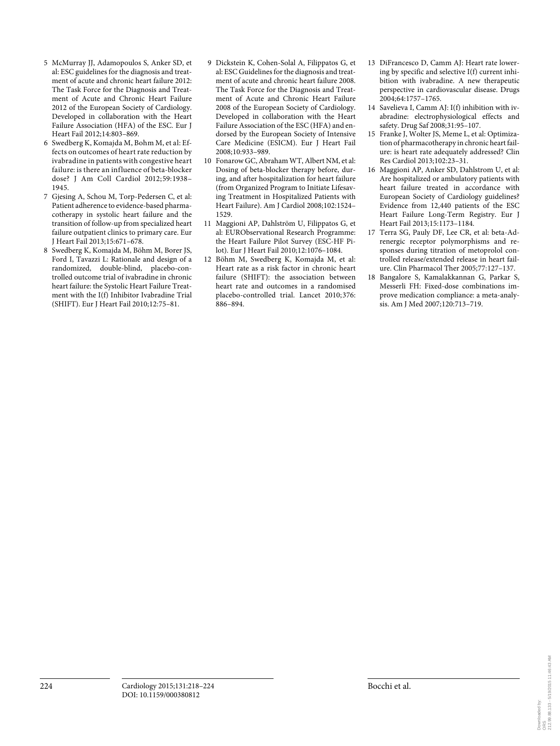5 McMurray JJ, Adamopoulos S, Anker SD, et al: ESC guidelines for the diagnosis and treatment of acute and chronic heart failure 2012: The Task Force for the Diagnosis and Treatment of Acute and Chronic Heart Failure 2012 of the European Society of Cardiology. Developed in collaboration with the Heart Failure Association (HFA) of the ESC. Eur J Heart Fail 2012;14:803–869.

6 Swedberg K, Komajda M, Bohm M, et al: Effects on outcomes of heart rate reduction by ivabradine in patients with congestive heart failure: is there an influence of beta-blocker dose? J Am Coll Cardiol 2012;59:1938–1945.

7 Gjesing A, Schou M, Torp-Pedersen C, et al: Patient adherence to evidence-based pharmacotherapy in systolic heart failure and the transition of follow-up from specialized heart failure outpatient clinics to primary care. Eur J Heart Fail 2013;15:671–678.

8 Swedberg K, Komajda M, Böhm M, Borer JS, Ford I, Tavazzi L: Rationale and design of a randomized, double-blind, placebo-controlled outcome trial of ivabradine in chronic heart failure: the Systolic Heart Failure Treatment with the I(f) Inhibitor Ivabradine Trial (SHIFT). Eur J Heart Fail 2010;12:75–81.

9 Dickstein K, Cohen-Solal A, Filippatos G, et al: ESC Guidelines for the diagnosis and treatment of acute and chronic heart failure 2008. The Task Force for the Diagnosis and Treatment of Acute and Chronic Heart Failure 2008 of the European Society of Cardiology. Developed in collaboration with the Heart Failure Association of the ESC (HFA) and endorsed by the European Society of Intensive Care Medicine (ESICM). Eur J Heart Fail 2008;10:933–989.

10 Fonarow GC, Abraham WT, Albert NM, et al: Dosing of beta-blocker therapy before, during, and after hospitalization for heart failure (from Organized Program to Initiate Lifesaving Treatment in Hospitalized Patients with Heart Failure). Am J Cardiol 2008;102:1524–1529.

11 Maggioni AP, Dahlström U, Filippatos G, et al: EURObservational Research Programme: the Heart Failure Pilot Survey (ESC-HF Pilot). Eur J Heart Fail 2010;12:1076–1084.

12 Böhm M, Swedberg K, Komajda M, et al: Heart rate as a risk factor in chronic heart failure (SHIFT): the association between heart rate and outcomes in a randomised placebo-controlled trial. Lancet 2010;376: 886–894.

13 DiFrancesco D, Camm AJ: Heart rate lowering by specific and selective I(f) current inhibition with ivabradine. A new therapeutic perspective in cardiovascular disease. Drugs 2004;64:1757–1765.

14 Savelieva I, Camm AJ: I(f) inhibition with ivabradine: electrophysiological effects and safety. Drug Saf 2008;31:95–107.

15 Franke J, Wolter JS, Meme L, et al: Optimization of pharmacotherapy in chronic heart failure: is heart rate adequately addressed? Clin Res Cardiol 2013;102:23–31.

16 Maggioni AP, Anker SD, Dahlstrom U, et al: Are hospitalized or ambulatory patients with heart failure treated in accordance with European Society of Cardiology guidelines? Evidence from 12,440 patients of the ESC Heart Failure Long-Term Registry. Eur J Heart Fail 2013;15:1173–1184.

17 Terra SG, Pauly DF, Lee CR, et al: beta-Adrenergic receptor polymorphisms and responses during titration of metoprolol controlled release/extended release in heart failure. Clin Pharmacol Ther 2005;77:127–137.

18 Bangalore S, Kamalakkannan G, Parkar S, Messerli FH: Fixed-dose combinations improve medication compliance: a meta-analysis. Am J Med 2007;120:713–719.